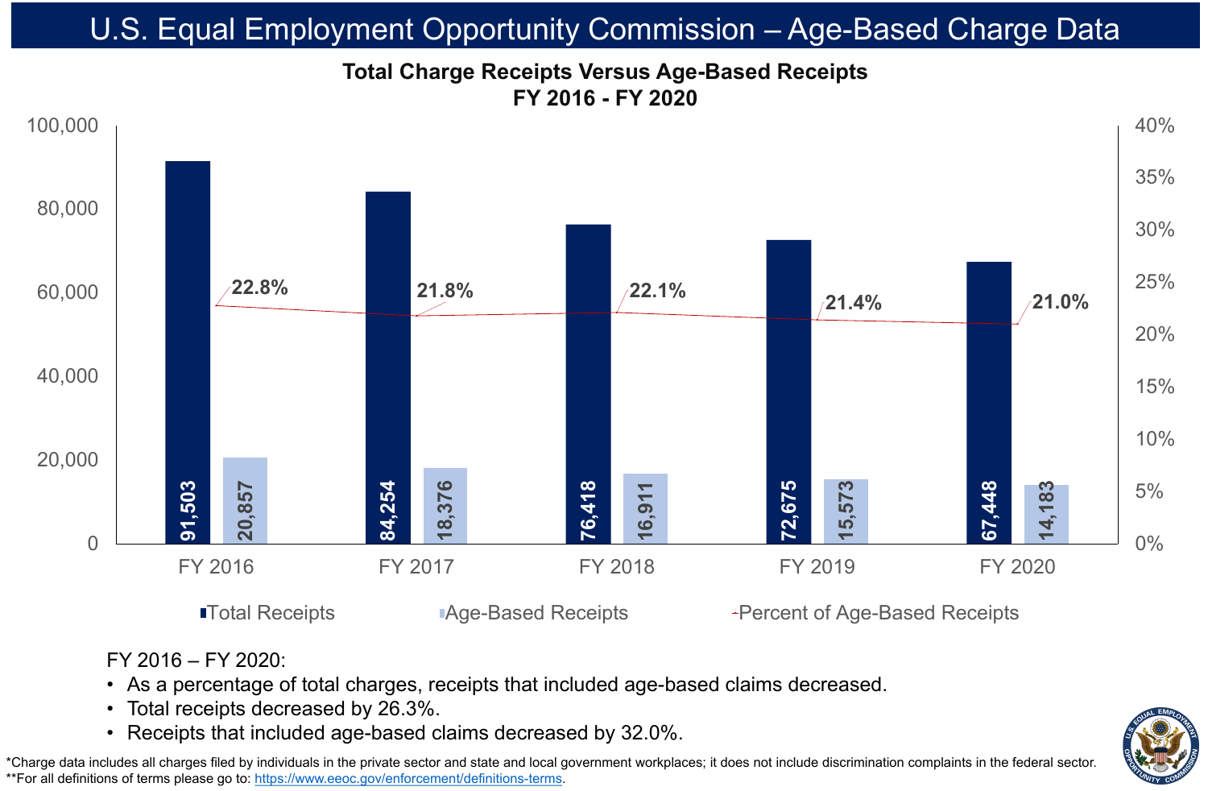# U.S. Equal Employment Opportunity Commission – Age-Based Charge Data

## Total Charge Receipts Versus Age-Based Receipts FY 2016 - FY 2020

| | FY 2016 | FY 2017 | FY 2018 | FY 2019 | FY 2020 |
|---|---|---|---|---|---|
| Total Receipts | 91,503 | 84,254 | 76,418 | 72,675 | 67,448 |
| Age-Based Receipts | 20,857 | 18,376 | 16,911 | 15,573 | 14,183 |
| Percent of Age-Based Receipts | 22.8% | 21.8% | 22.1% | 21.4% | 21.0% |

FY 2016 – FY 2020:

- As a percentage of total charges, receipts that included age-based claims decreased.
- Total receipts decreased by 26.3%.
- Receipts that included age-based claims decreased by 32.0%.

*Charge data includes all charges filed by individuals in the private sector and state and local government workplaces; it does not include discrimination complaints in the federal sector.

**For all definitions of terms please go to: https://www.eeoc.gov/enforcement/definitions-terms.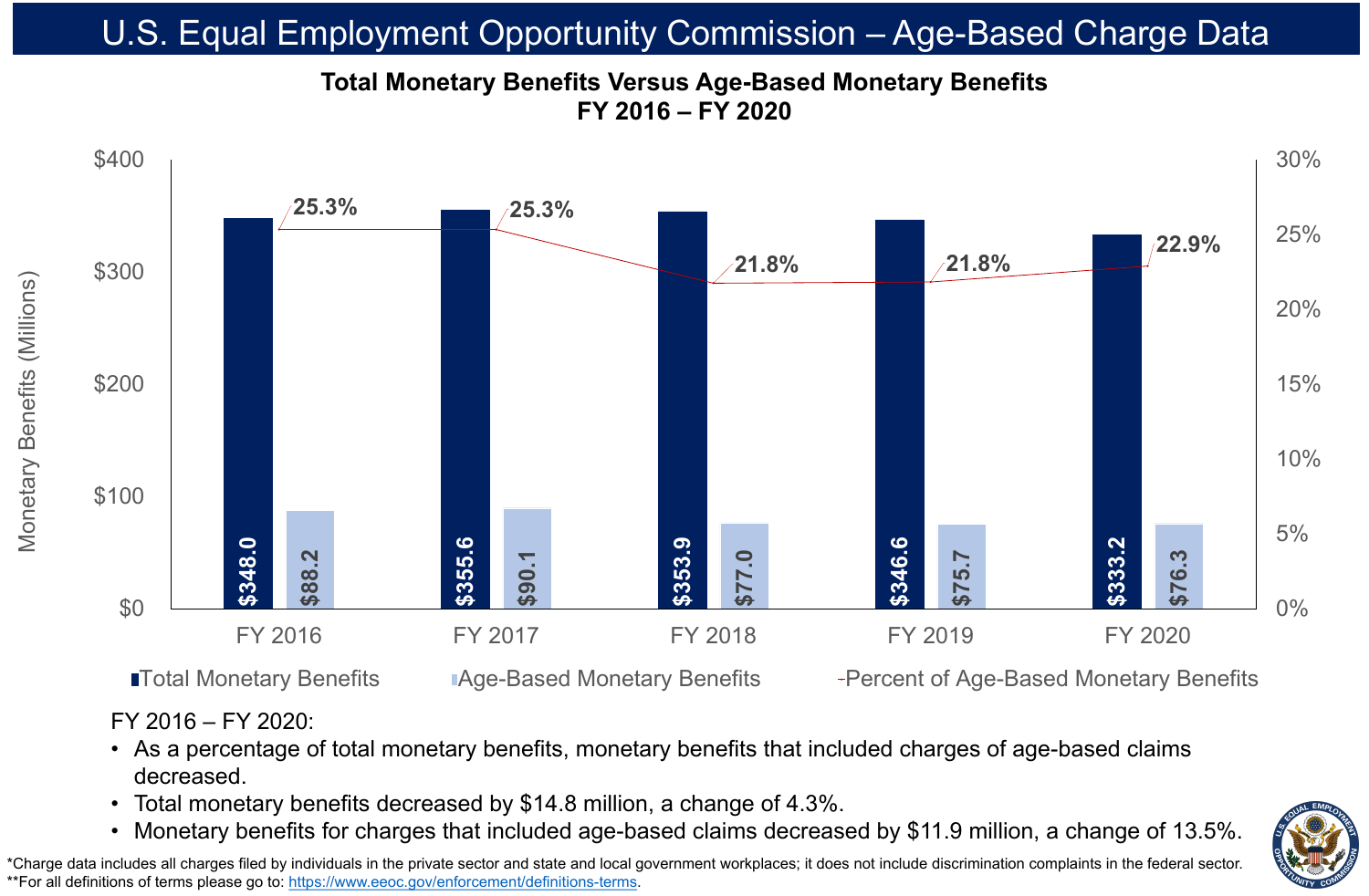# U.S. Equal Employment Opportunity Commission – Age-Based Charge Data

## Total Monetary Benefits Versus Age-Based Monetary Benefits FY 2016 – FY 2020

| | FY 2016 | FY 2017 | FY 2018 | FY 2019 | FY 2020 |
|---|---|---|---|---|---|
| Total Monetary Benefits (Millions) | $348.0 | $355.6 | $353.9 | $346.6 | $333.2 |
| Age-Based Monetary Benefits (Millions) | $88.2 | $90.1 | $77.0 | $75.7 | $76.3 |
| Percent of Age-Based Monetary Benefits | 25.3% | 25.3% | 21.8% | 21.8% | 22.9% |

FY 2016 – FY 2020:

- As a percentage of total monetary benefits, monetary benefits that included charges of age-based claims decreased.
- Total monetary benefits decreased by $14.8 million, a change of 4.3%.
- Monetary benefits for charges that included age-based claims decreased by $11.9 million, a change of 13.5%.

*Charge data includes all charges filed by individuals in the private sector and state and local government workplaces; it does not include discrimination complaints in the federal sector.
**For all definitions of terms please go to: https://www.eeoc.gov/enforcement/definitions-terms.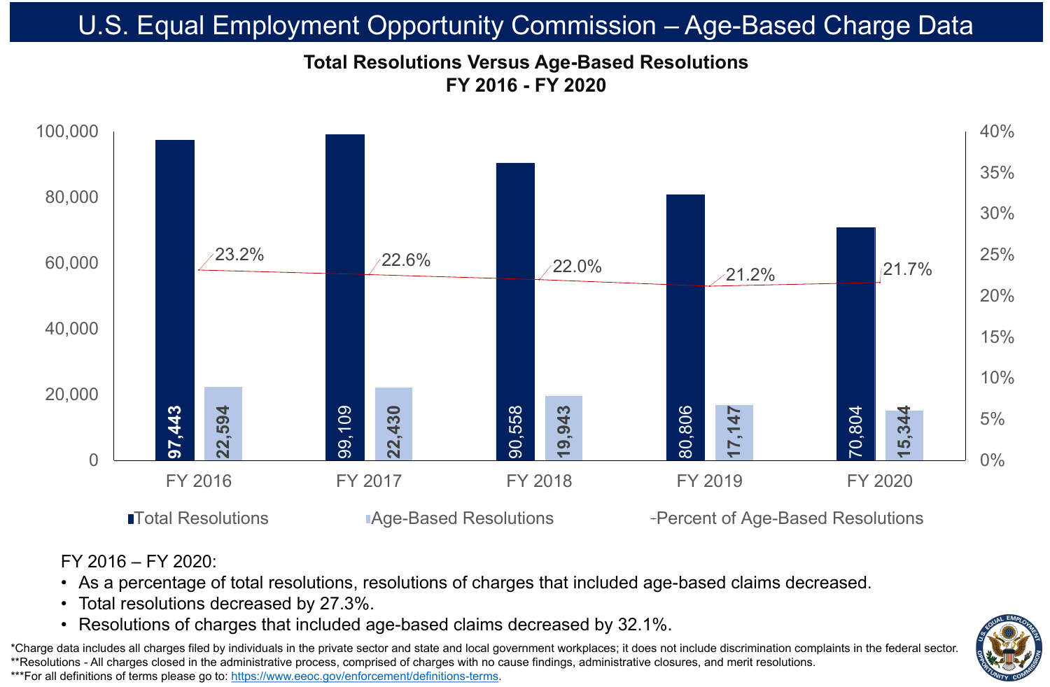# U.S. Equal Employment Opportunity Commission – Age-Based Charge Data

## Total Resolutions Versus Age-Based Resolutions
## FY 2016 - FY 2020

| | FY 2016 | FY 2017 | FY 2018 | FY 2019 | FY 2020 |
|---|---|---|---|---|---|
| Total Resolutions | 97,443 | 99,109 | 90,558 | 80,806 | 70,804 |
| Age-Based Resolutions | 22,594 | 22,430 | 19,943 | 17,147 | 15,344 |
| Percent of Age-Based Resolutions | 23.2% | 22.6% | 22.0% | 21.2% | 21.7% |

FY 2016 – FY 2020:

- As a percentage of total resolutions, resolutions of charges that included age-based claims decreased.
- Total resolutions decreased by 27.3%.
- Resolutions of charges that included age-based claims decreased by 32.1%.

*Charge data includes all charges filed by individuals in the private sector and state and local government workplaces; it does not include discrimination complaints in the federal sector.
**Resolutions - All charges closed in the administrative process, comprised of charges with no cause findings, administrative closures, and merit resolutions.
***For all definitions of terms please go to: https://www.eeoc.gov/enforcement/definitions-terms.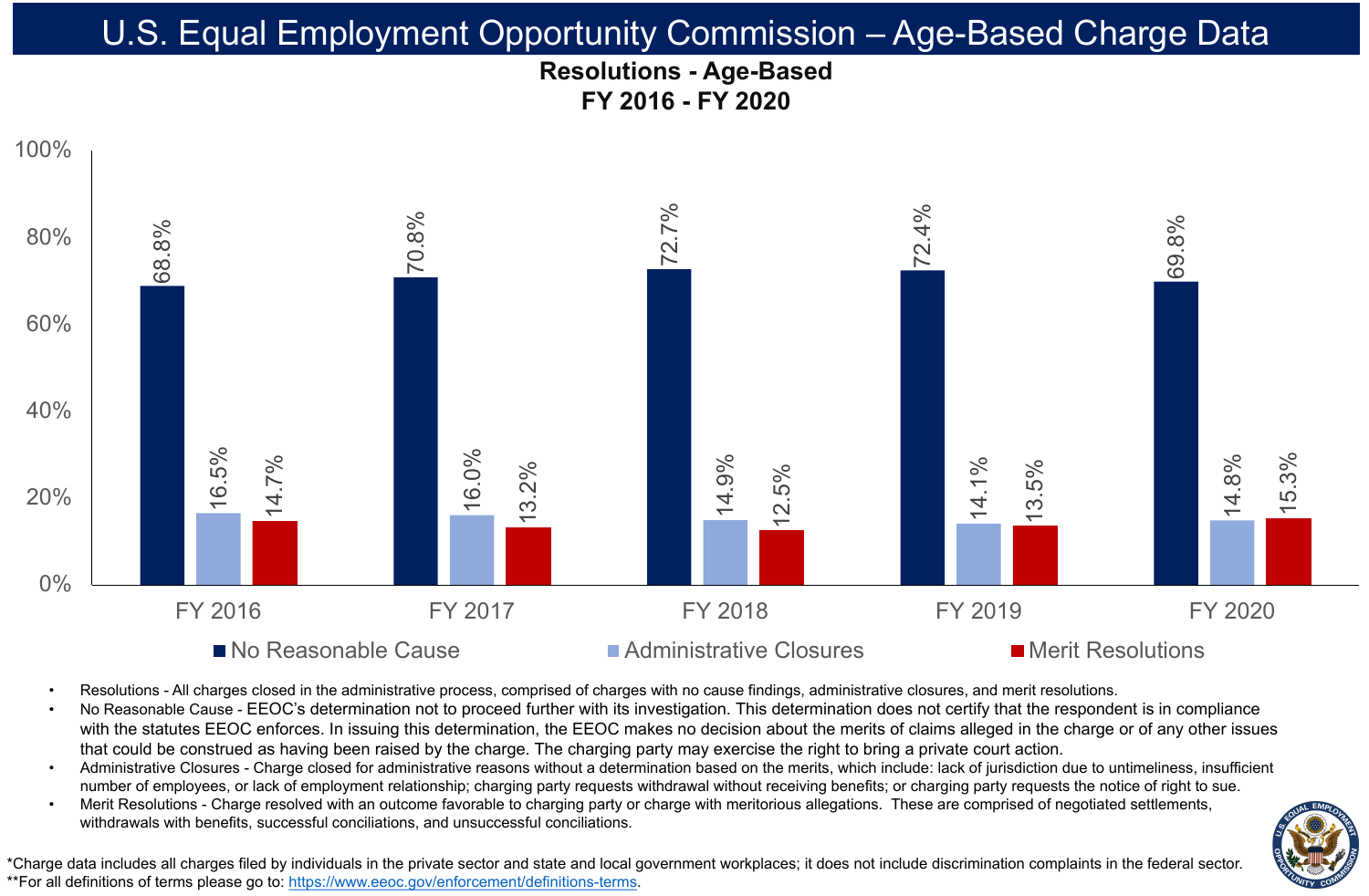# U.S. Equal Employment Opportunity Commission – Age-Based Charge Data

## Resolutions - Age-Based
## FY 2016 - FY 2020

| | No Reasonable Cause | Administrative Closures | Merit Resolutions |
|---|---|---|---|
| FY 2016 | 68.8% | 16.5% | 14.7% |
| FY 2017 | 70.8% | 16.0% | 13.2% |
| FY 2018 | 72.7% | 14.9% | 12.5% |
| FY 2019 | 72.4% | 14.1% | 13.5% |
| FY 2020 | 69.8% | 14.8% | 15.3% |

- Resolutions - All charges closed in the administrative process, comprised of charges with no cause findings, administrative closures, and merit resolutions.
- No Reasonable Cause - EEOC's determination not to proceed further with its investigation. This determination does not certify that the respondent is in compliance with the statutes EEOC enforces. In issuing this determination, the EEOC makes no decision about the merits of claims alleged in the charge or of any other issues that could be construed as having been raised by the charge. The charging party may exercise the right to bring a private court action.
- Administrative Closures - Charge closed for administrative reasons without a determination based on the merits, which include: lack of jurisdiction due to untimeliness, insufficient number of employees, or lack of employment relationship; charging party requests withdrawal without receiving benefits; or charging party requests the notice of right to sue.
- Merit Resolutions - Charge resolved with an outcome favorable to charging party or charge with meritorious allegations. These are comprised of negotiated settlements, withdrawals with benefits, successful conciliations, and unsuccessful conciliations.

*Charge data includes all charges filed by individuals in the private sector and state and local government workplaces; it does not include discrimination complaints in the federal sector.
**For all definitions of terms please go to: https://www.eeoc.gov/enforcement/definitions-terms.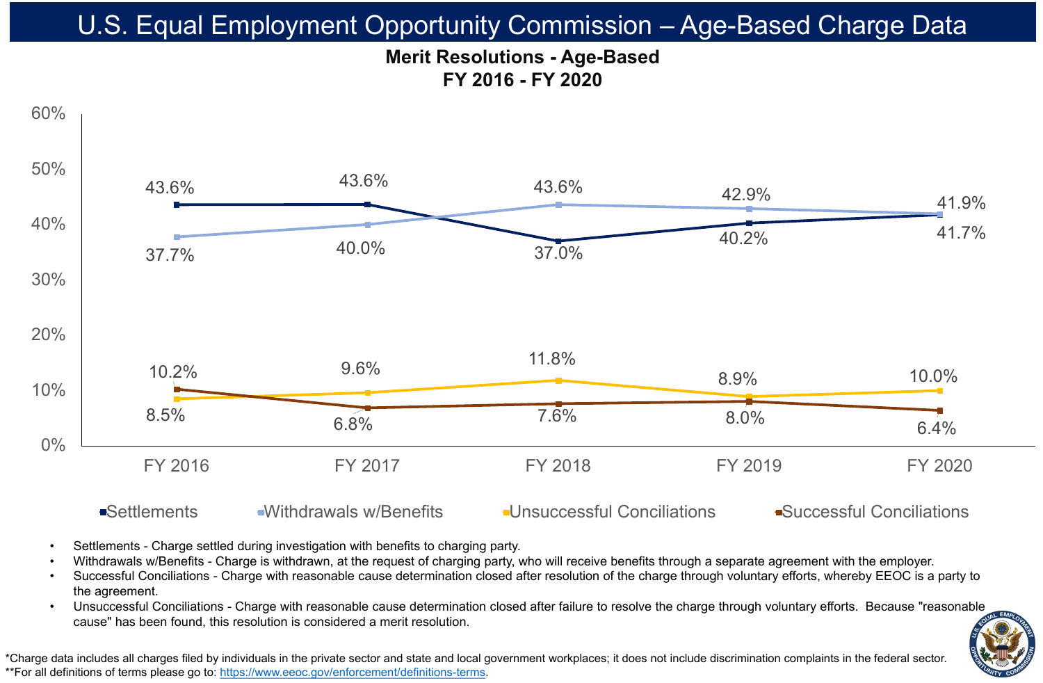# U.S. Equal Employment Opportunity Commission – Age-Based Charge Data

## Merit Resolutions - Age-Based
## FY 2016 - FY 2020

60%
50%
40%
30%
20%
10%
0%

FY 2016
FY 2017
FY 2018
FY 2019
FY 2020

43.6%
43.6%
43.6%
42.9%
41.9%
37.7%
40.0%
37.0%
40.2%
41.7%
10.2%
9.6%
11.8%
8.9%
10.0%
8.5%
6.8%
7.6%
8.0%
6.4%

Settlements
Withdrawals w/Benefits
Unsuccessful Conciliations
Successful Conciliations

- Settlements - Charge settled during investigation with benefits to charging party.
- Withdrawals w/Benefits - Charge is withdrawn, at the request of charging party, who will receive benefits through a separate agreement with the employer.
- Successful Conciliations - Charge with reasonable cause determination closed after resolution of the charge through voluntary efforts, whereby EEOC is a party to the agreement.
- Unsuccessful Conciliations - Charge with reasonable cause determination closed after failure to resolve the charge through voluntary efforts. Because "reasonable cause" has been found, this resolution is considered a merit resolution.

*Charge data includes all charges filed by individuals in the private sector and state and local government workplaces; it does not include discrimination complaints in the federal sector.
**For all definitions of terms please go to: https://www.eeoc.gov/enforcement/definitions-terms.